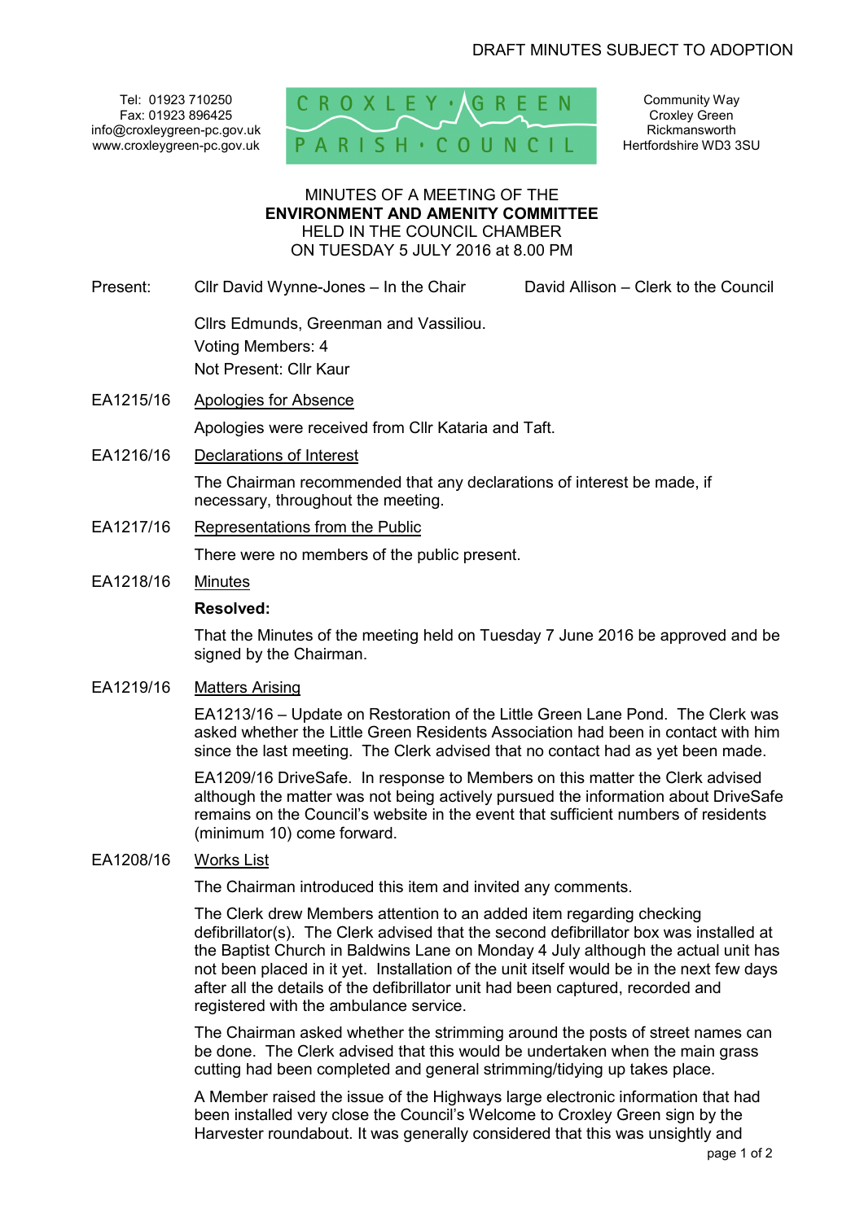DRAFT MINUTES SUBJECT TO ADOPTION

Tel: 01923 710250
Fax: 01923 896425
info@croxleygreen-pc.gov.uk
www.croxleygreen-pc.gov.uk

CROXLEY · GREEN PARISH · COUNCIL

Community Way
Croxley Green
Rickmansworth
Hertfordshire WD3 3SU

MINUTES OF A MEETING OF THE
**ENVIRONMENT AND AMENITY COMMITTEE**
HELD IN THE COUNCIL CHAMBER
ON TUESDAY 5 JULY 2016 at 8.00 PM

Present: Cllr David Wynne-Jones – In the Chair David Allison – Clerk to the Council

Cllrs Edmunds, Greenman and Vassiliou.
Voting Members: 4
Not Present: Cllr Kaur

EA1215/16 Apologies for Absence

Apologies were received from Cllr Kataria and Taft.

EA1216/16 Declarations of Interest

The Chairman recommended that any declarations of interest be made, if necessary, throughout the meeting.

EA1217/16 Representations from the Public

There were no members of the public present.

EA1218/16 Minutes

**Resolved:**

That the Minutes of the meeting held on Tuesday 7 June 2016 be approved and be signed by the Chairman.

EA1219/16 Matters Arising

EA1213/16 – Update on Restoration of the Little Green Lane Pond. The Clerk was asked whether the Little Green Residents Association had been in contact with him since the last meeting. The Clerk advised that no contact had as yet been made.

EA1209/16 DriveSafe. In response to Members on this matter the Clerk advised although the matter was not being actively pursued the information about DriveSafe remains on the Council's website in the event that sufficient numbers of residents (minimum 10) come forward.

EA1208/16 Works List

The Chairman introduced this item and invited any comments.

The Clerk drew Members attention to an added item regarding checking defibrillator(s). The Clerk advised that the second defibrillator box was installed at the Baptist Church in Baldwins Lane on Monday 4 July although the actual unit has not been placed in it yet. Installation of the unit itself would be in the next few days after all the details of the defibrillator unit had been captured, recorded and registered with the ambulance service.

The Chairman asked whether the strimming around the posts of street names can be done. The Clerk advised that this would be undertaken when the main grass cutting had been completed and general strimming/tidying up takes place.

A Member raised the issue of the Highways large electronic information that had been installed very close the Council's Welcome to Croxley Green sign by the Harvester roundabout. It was generally considered that this was unsightly and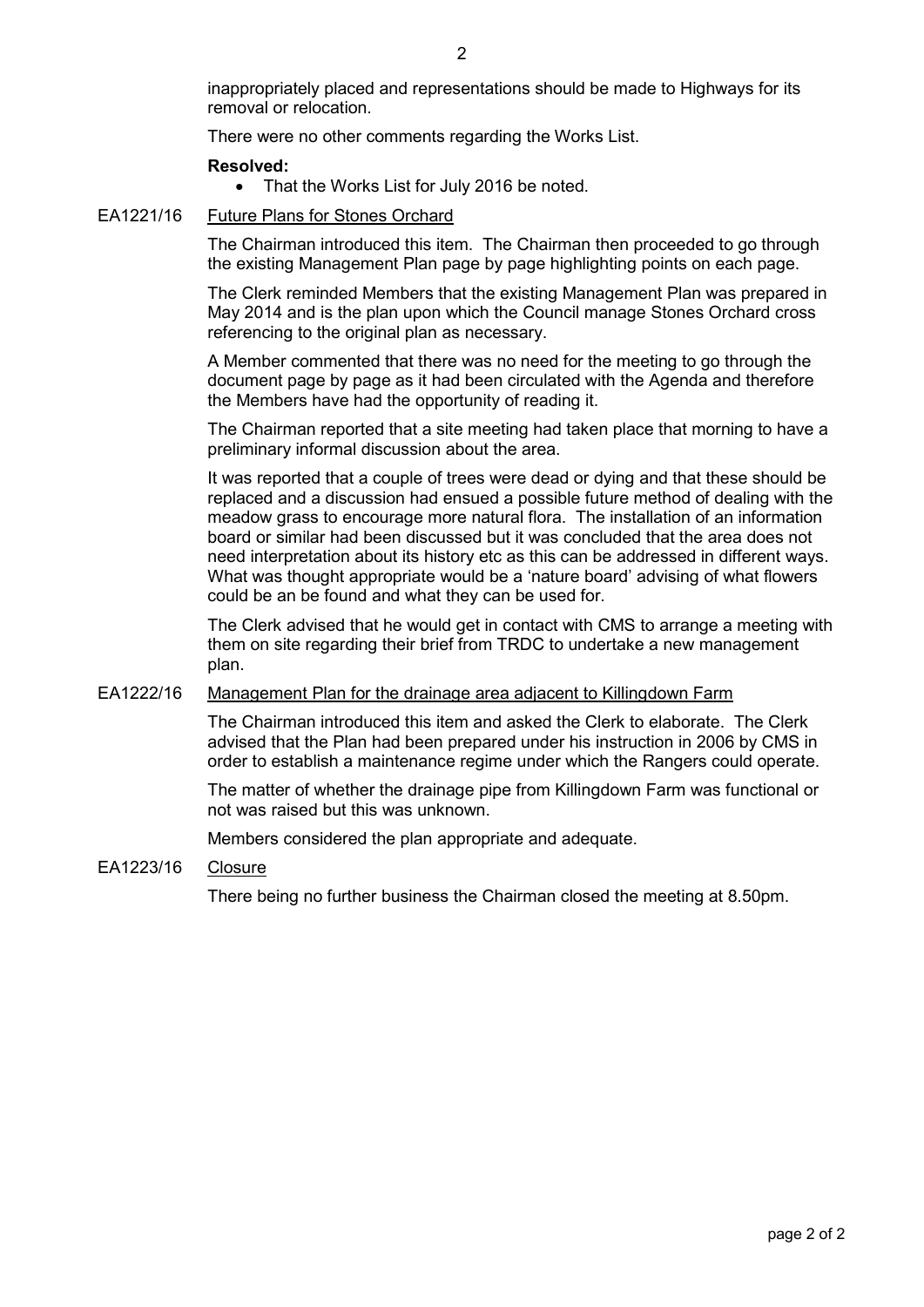inappropriately placed and representations should be made to Highways for its removal or relocation.

There were no other comments regarding the Works List.

**Resolved:**

- That the Works List for July 2016 be noted.

EA1221/16 Future Plans for Stones Orchard

The Chairman introduced this item. The Chairman then proceeded to go through the existing Management Plan page by page highlighting points on each page.

The Clerk reminded Members that the existing Management Plan was prepared in May 2014 and is the plan upon which the Council manage Stones Orchard cross referencing to the original plan as necessary.

A Member commented that there was no need for the meeting to go through the document page by page as it had been circulated with the Agenda and therefore the Members have had the opportunity of reading it.

The Chairman reported that a site meeting had taken place that morning to have a preliminary informal discussion about the area.

It was reported that a couple of trees were dead or dying and that these should be replaced and a discussion had ensued a possible future method of dealing with the meadow grass to encourage more natural flora. The installation of an information board or similar had been discussed but it was concluded that the area does not need interpretation about its history etc as this can be addressed in different ways. What was thought appropriate would be a 'nature board' advising of what flowers could be an be found and what they can be used for.

The Clerk advised that he would get in contact with CMS to arrange a meeting with them on site regarding their brief from TRDC to undertake a new management plan.

EA1222/16 Management Plan for the drainage area adjacent to Killingdown Farm

The Chairman introduced this item and asked the Clerk to elaborate. The Clerk advised that the Plan had been prepared under his instruction in 2006 by CMS in order to establish a maintenance regime under which the Rangers could operate.

The matter of whether the drainage pipe from Killingdown Farm was functional or not was raised but this was unknown.

Members considered the plan appropriate and adequate.

EA1223/16 Closure

There being no further business the Chairman closed the meeting at 8.50pm.